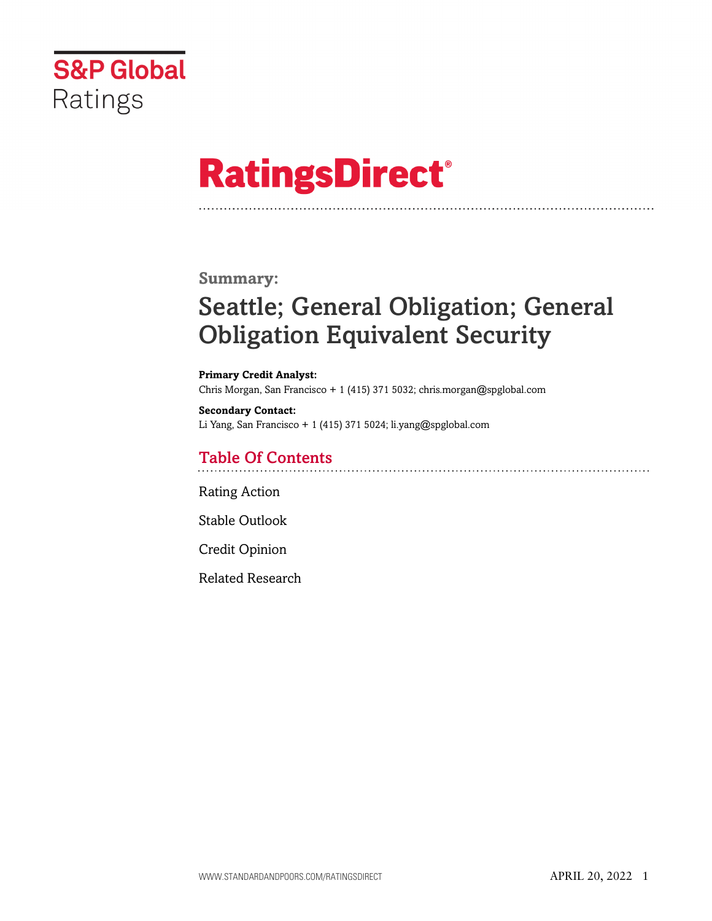S&P Global Ratings

# RatingsDirect®

**Summary:**

# Seattle; General Obligation; General Obligation Equivalent Security

**Primary Credit Analyst:**
Chris Morgan, San Francisco + 1 (415) 371 5032; chris.morgan@spglobal.com

**Secondary Contact:**
Li Yang, San Francisco + 1 (415) 371 5024; li.yang@spglobal.com

## Table Of Contents

Rating Action

Stable Outlook

Credit Opinion

Related Research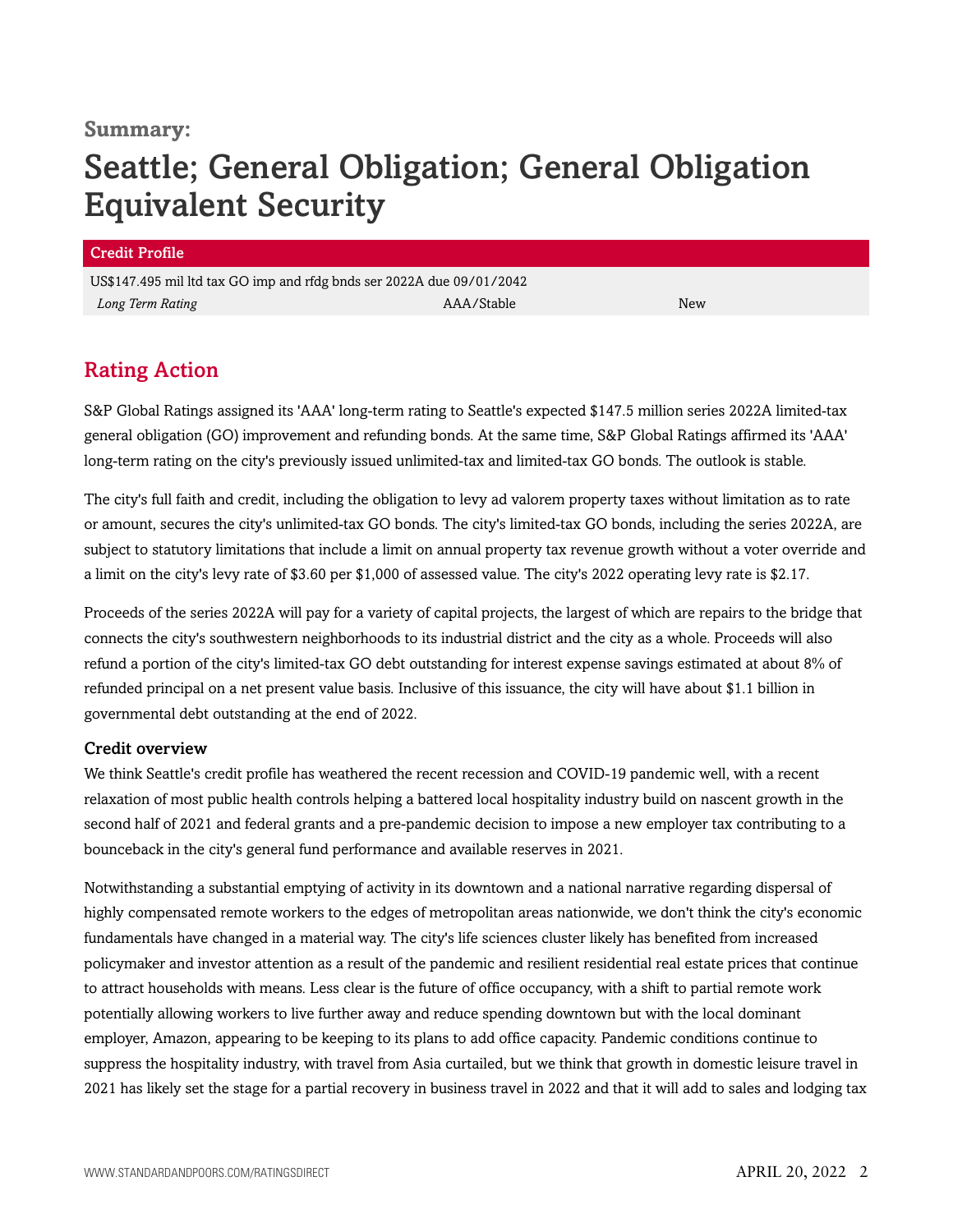**Summary:**

# Seattle; General Obligation; General Obligation Equivalent Security

| Credit Profile | | |
|---|---|---|
| US$147.495 mil ltd tax GO imp and rfdg bnds ser 2022A due 09/01/2042 | | |
| *Long Term Rating* | AAA/Stable | New |

## Rating Action

S&P Global Ratings assigned its 'AAA' long-term rating to Seattle's expected $147.5 million series 2022A limited-tax general obligation (GO) improvement and refunding bonds. At the same time, S&P Global Ratings affirmed its 'AAA' long-term rating on the city's previously issued unlimited-tax and limited-tax GO bonds. The outlook is stable.

The city's full faith and credit, including the obligation to levy ad valorem property taxes without limitation as to rate or amount, secures the city's unlimited-tax GO bonds. The city's limited-tax GO bonds, including the series 2022A, are subject to statutory limitations that include a limit on annual property tax revenue growth without a voter override and a limit on the city's levy rate of $3.60 per $1,000 of assessed value. The city's 2022 operating levy rate is $2.17.

Proceeds of the series 2022A will pay for a variety of capital projects, the largest of which are repairs to the bridge that connects the city's southwestern neighborhoods to its industrial district and the city as a whole. Proceeds will also refund a portion of the city's limited-tax GO debt outstanding for interest expense savings estimated at about 8% of refunded principal on a net present value basis. Inclusive of this issuance, the city will have about $1.1 billion in governmental debt outstanding at the end of 2022.

### Credit overview

We think Seattle's credit profile has weathered the recent recession and COVID-19 pandemic well, with a recent relaxation of most public health controls helping a battered local hospitality industry build on nascent growth in the second half of 2021 and federal grants and a pre-pandemic decision to impose a new employer tax contributing to a bounceback in the city's general fund performance and available reserves in 2021.

Notwithstanding a substantial emptying of activity in its downtown and a national narrative regarding dispersal of highly compensated remote workers to the edges of metropolitan areas nationwide, we don't think the city's economic fundamentals have changed in a material way. The city's life sciences cluster likely has benefited from increased policymaker and investor attention as a result of the pandemic and resilient residential real estate prices that continue to attract households with means. Less clear is the future of office occupancy, with a shift to partial remote work potentially allowing workers to live further away and reduce spending downtown but with the local dominant employer, Amazon, appearing to be keeping to its plans to add office capacity. Pandemic conditions continue to suppress the hospitality industry, with travel from Asia curtailed, but we think that growth in domestic leisure travel in 2021 has likely set the stage for a partial recovery in business travel in 2022 and that it will add to sales and lodging tax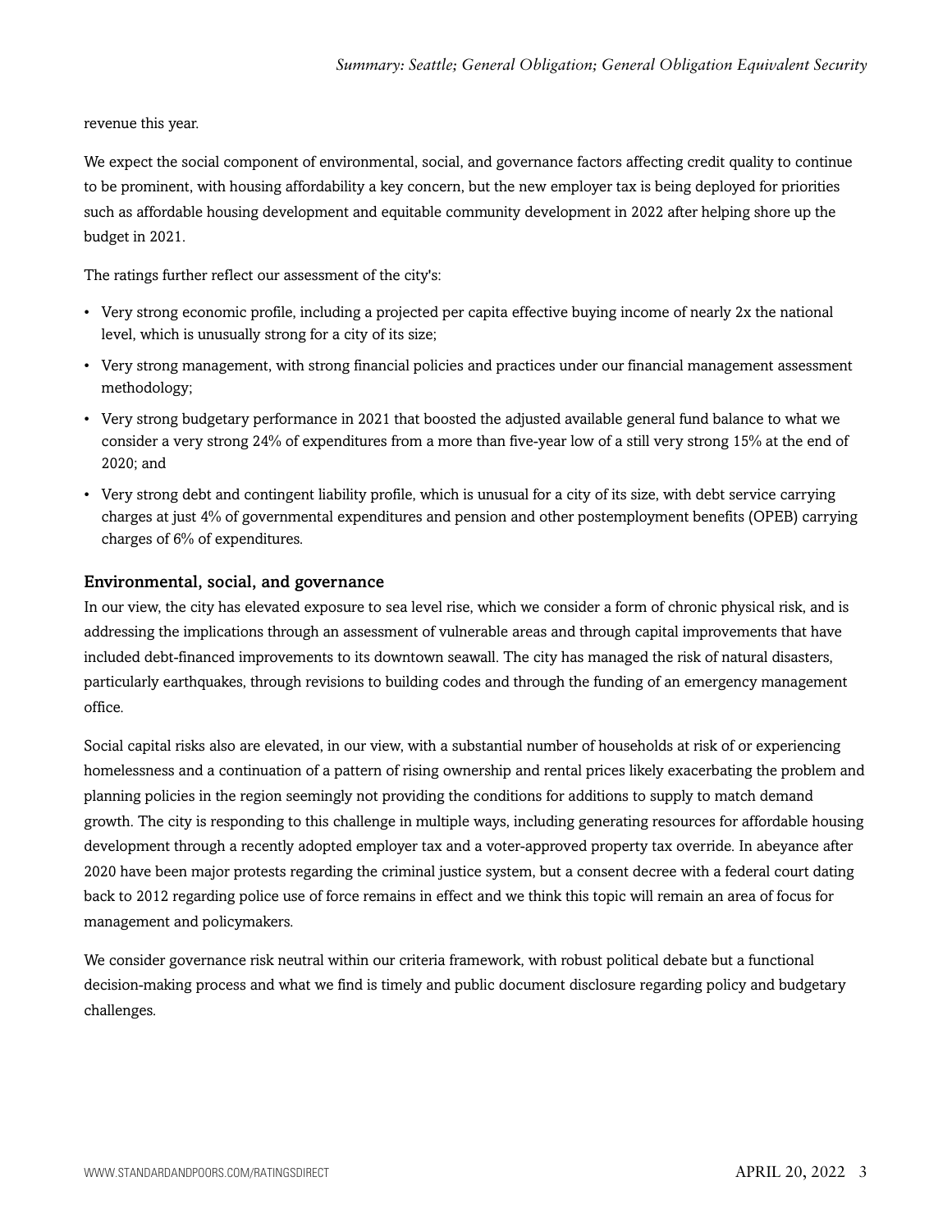revenue this year.

We expect the social component of environmental, social, and governance factors affecting credit quality to continue to be prominent, with housing affordability a key concern, but the new employer tax is being deployed for priorities such as affordable housing development and equitable community development in 2022 after helping shore up the budget in 2021.

The ratings further reflect our assessment of the city's:

- Very strong economic profile, including a projected per capita effective buying income of nearly 2x the national level, which is unusually strong for a city of its size;
- Very strong management, with strong financial policies and practices under our financial management assessment methodology;
- Very strong budgetary performance in 2021 that boosted the adjusted available general fund balance to what we consider a very strong 24% of expenditures from a more than five-year low of a still very strong 15% at the end of 2020; and
- Very strong debt and contingent liability profile, which is unusual for a city of its size, with debt service carrying charges at just 4% of governmental expenditures and pension and other postemployment benefits (OPEB) carrying charges of 6% of expenditures.

### Environmental, social, and governance

In our view, the city has elevated exposure to sea level rise, which we consider a form of chronic physical risk, and is addressing the implications through an assessment of vulnerable areas and through capital improvements that have included debt-financed improvements to its downtown seawall. The city has managed the risk of natural disasters, particularly earthquakes, through revisions to building codes and through the funding of an emergency management office.

Social capital risks also are elevated, in our view, with a substantial number of households at risk of or experiencing homelessness and a continuation of a pattern of rising ownership and rental prices likely exacerbating the problem and planning policies in the region seemingly not providing the conditions for additions to supply to match demand growth. The city is responding to this challenge in multiple ways, including generating resources for affordable housing development through a recently adopted employer tax and a voter-approved property tax override. In abeyance after 2020 have been major protests regarding the criminal justice system, but a consent decree with a federal court dating back to 2012 regarding police use of force remains in effect and we think this topic will remain an area of focus for management and policymakers.

We consider governance risk neutral within our criteria framework, with robust political debate but a functional decision-making process and what we find is timely and public document disclosure regarding policy and budgetary challenges.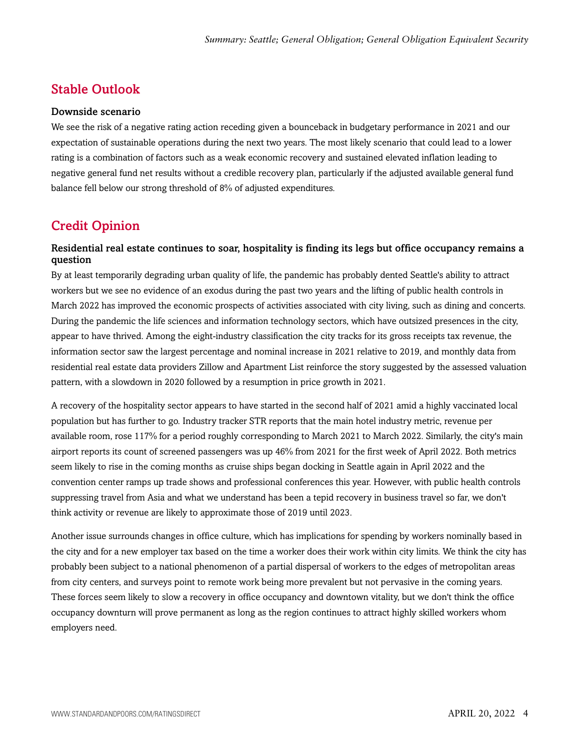## Stable Outlook

### Downside scenario

We see the risk of a negative rating action receding given a bounceback in budgetary performance in 2021 and our expectation of sustainable operations during the next two years. The most likely scenario that could lead to a lower rating is a combination of factors such as a weak economic recovery and sustained elevated inflation leading to negative general fund net results without a credible recovery plan, particularly if the adjusted available general fund balance fell below our strong threshold of 8% of adjusted expenditures.

## Credit Opinion

### Residential real estate continues to soar, hospitality is finding its legs but office occupancy remains a question

By at least temporarily degrading urban quality of life, the pandemic has probably dented Seattle's ability to attract workers but we see no evidence of an exodus during the past two years and the lifting of public health controls in March 2022 has improved the economic prospects of activities associated with city living, such as dining and concerts. During the pandemic the life sciences and information technology sectors, which have outsized presences in the city, appear to have thrived. Among the eight-industry classification the city tracks for its gross receipts tax revenue, the information sector saw the largest percentage and nominal increase in 2021 relative to 2019, and monthly data from residential real estate data providers Zillow and Apartment List reinforce the story suggested by the assessed valuation pattern, with a slowdown in 2020 followed by a resumption in price growth in 2021.

A recovery of the hospitality sector appears to have started in the second half of 2021 amid a highly vaccinated local population but has further to go. Industry tracker STR reports that the main hotel industry metric, revenue per available room, rose 117% for a period roughly corresponding to March 2021 to March 2022. Similarly, the city's main airport reports its count of screened passengers was up 46% from 2021 for the first week of April 2022. Both metrics seem likely to rise in the coming months as cruise ships began docking in Seattle again in April 2022 and the convention center ramps up trade shows and professional conferences this year. However, with public health controls suppressing travel from Asia and what we understand has been a tepid recovery in business travel so far, we don't think activity or revenue are likely to approximate those of 2019 until 2023.

Another issue surrounds changes in office culture, which has implications for spending by workers nominally based in the city and for a new employer tax based on the time a worker does their work within city limits. We think the city has probably been subject to a national phenomenon of a partial dispersal of workers to the edges of metropolitan areas from city centers, and surveys point to remote work being more prevalent but not pervasive in the coming years. These forces seem likely to slow a recovery in office occupancy and downtown vitality, but we don't think the office occupancy downturn will prove permanent as long as the region continues to attract highly skilled workers whom employers need.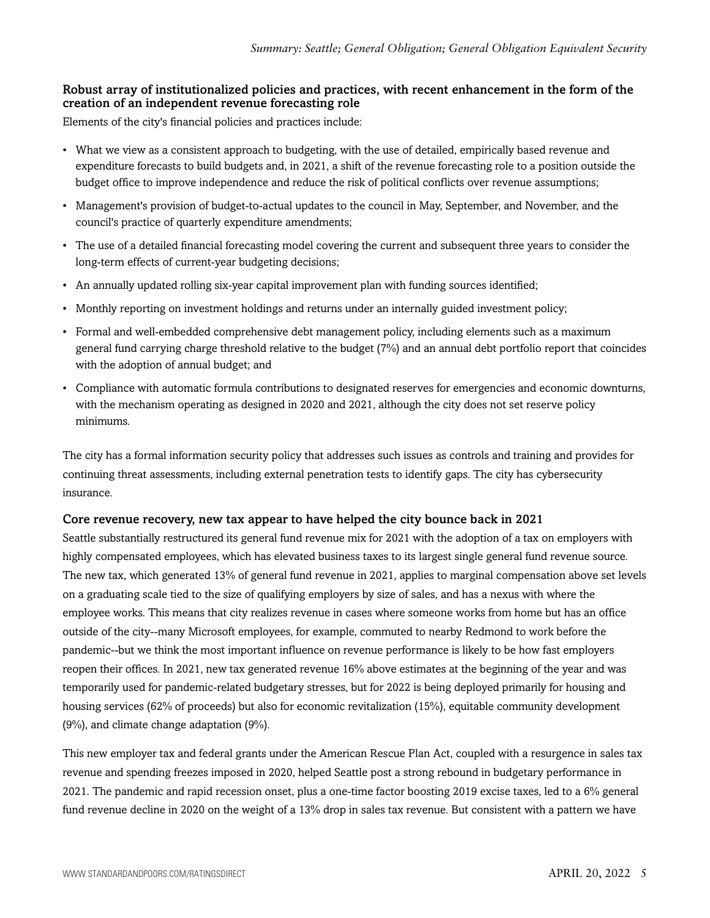### Robust array of institutionalized policies and practices, with recent enhancement in the form of the creation of an independent revenue forecasting role

Elements of the city's financial policies and practices include:

- What we view as a consistent approach to budgeting, with the use of detailed, empirically based revenue and expenditure forecasts to build budgets and, in 2021, a shift of the revenue forecasting role to a position outside the budget office to improve independence and reduce the risk of political conflicts over revenue assumptions;
- Management's provision of budget-to-actual updates to the council in May, September, and November, and the council's practice of quarterly expenditure amendments;
- The use of a detailed financial forecasting model covering the current and subsequent three years to consider the long-term effects of current-year budgeting decisions;
- An annually updated rolling six-year capital improvement plan with funding sources identified;
- Monthly reporting on investment holdings and returns under an internally guided investment policy;
- Formal and well-embedded comprehensive debt management policy, including elements such as a maximum general fund carrying charge threshold relative to the budget (7%) and an annual debt portfolio report that coincides with the adoption of annual budget; and
- Compliance with automatic formula contributions to designated reserves for emergencies and economic downturns, with the mechanism operating as designed in 2020 and 2021, although the city does not set reserve policy minimums.

The city has a formal information security policy that addresses such issues as controls and training and provides for continuing threat assessments, including external penetration tests to identify gaps. The city has cybersecurity insurance.

### Core revenue recovery, new tax appear to have helped the city bounce back in 2021

Seattle substantially restructured its general fund revenue mix for 2021 with the adoption of a tax on employers with highly compensated employees, which has elevated business taxes to its largest single general fund revenue source. The new tax, which generated 13% of general fund revenue in 2021, applies to marginal compensation above set levels on a graduating scale tied to the size of qualifying employers by size of sales, and has a nexus with where the employee works. This means that city realizes revenue in cases where someone works from home but has an office outside of the city--many Microsoft employees, for example, commuted to nearby Redmond to work before the pandemic--but we think the most important influence on revenue performance is likely to be how fast employers reopen their offices. In 2021, new tax generated revenue 16% above estimates at the beginning of the year and was temporarily used for pandemic-related budgetary stresses, but for 2022 is being deployed primarily for housing and housing services (62% of proceeds) but also for economic revitalization (15%), equitable community development (9%), and climate change adaptation (9%).

This new employer tax and federal grants under the American Rescue Plan Act, coupled with a resurgence in sales tax revenue and spending freezes imposed in 2020, helped Seattle post a strong rebound in budgetary performance in 2021. The pandemic and rapid recession onset, plus a one-time factor boosting 2019 excise taxes, led to a 6% general fund revenue decline in 2020 on the weight of a 13% drop in sales tax revenue. But consistent with a pattern we have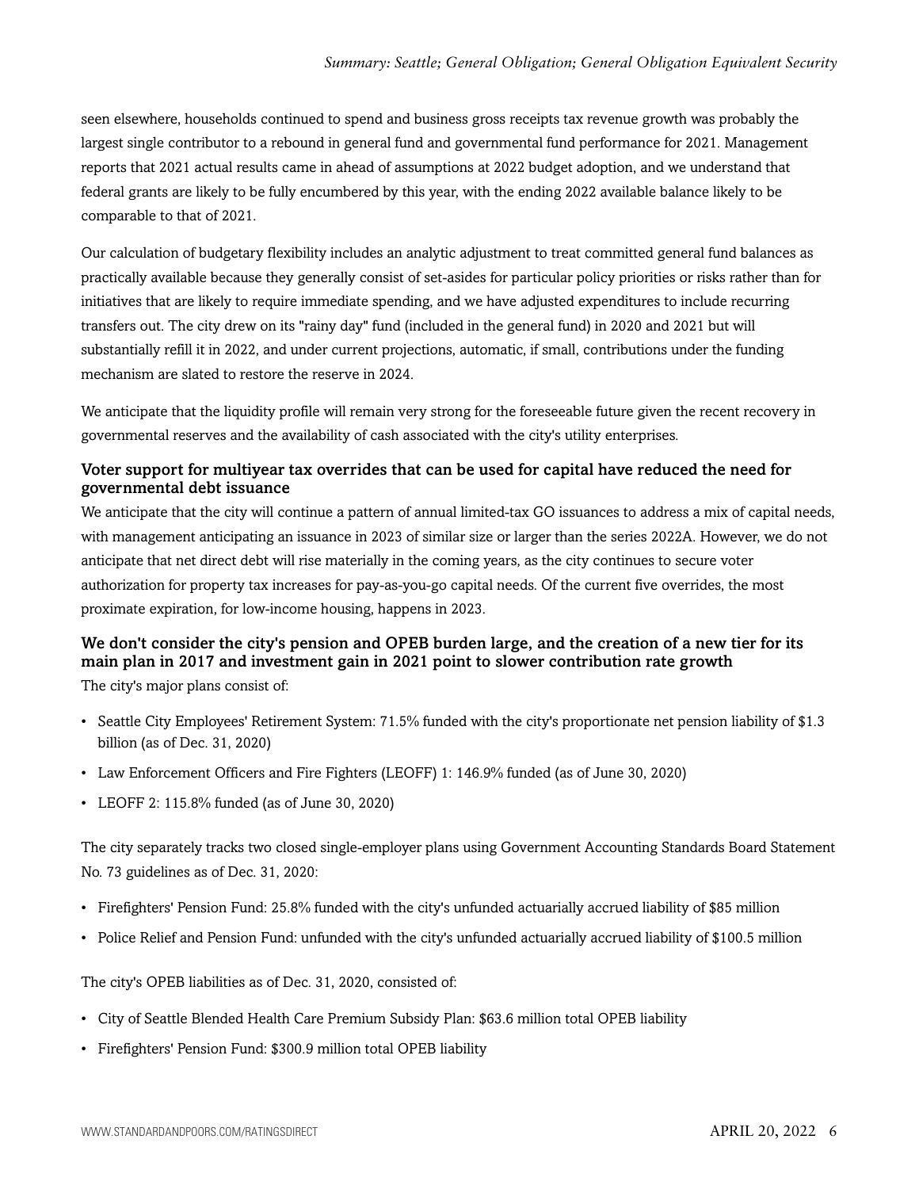seen elsewhere, households continued to spend and business gross receipts tax revenue growth was probably the largest single contributor to a rebound in general fund and governmental fund performance for 2021. Management reports that 2021 actual results came in ahead of assumptions at 2022 budget adoption, and we understand that federal grants are likely to be fully encumbered by this year, with the ending 2022 available balance likely to be comparable to that of 2021.

Our calculation of budgetary flexibility includes an analytic adjustment to treat committed general fund balances as practically available because they generally consist of set-asides for particular policy priorities or risks rather than for initiatives that are likely to require immediate spending, and we have adjusted expenditures to include recurring transfers out. The city drew on its "rainy day" fund (included in the general fund) in 2020 and 2021 but will substantially refill it in 2022, and under current projections, automatic, if small, contributions under the funding mechanism are slated to restore the reserve in 2024.

We anticipate that the liquidity profile will remain very strong for the foreseeable future given the recent recovery in governmental reserves and the availability of cash associated with the city's utility enterprises.

### Voter support for multiyear tax overrides that can be used for capital have reduced the need for governmental debt issuance

We anticipate that the city will continue a pattern of annual limited-tax GO issuances to address a mix of capital needs, with management anticipating an issuance in 2023 of similar size or larger than the series 2022A. However, we do not anticipate that net direct debt will rise materially in the coming years, as the city continues to secure voter authorization for property tax increases for pay-as-you-go capital needs. Of the current five overrides, the most proximate expiration, for low-income housing, happens in 2023.

### We don't consider the city's pension and OPEB burden large, and the creation of a new tier for its main plan in 2017 and investment gain in 2021 point to slower contribution rate growth

The city's major plans consist of:

- Seattle City Employees' Retirement System: 71.5% funded with the city's proportionate net pension liability of $1.3 billion (as of Dec. 31, 2020)
- Law Enforcement Officers and Fire Fighters (LEOFF) 1: 146.9% funded (as of June 30, 2020)
- LEOFF 2: 115.8% funded (as of June 30, 2020)

The city separately tracks two closed single-employer plans using Government Accounting Standards Board Statement No. 73 guidelines as of Dec. 31, 2020:

- Firefighters' Pension Fund: 25.8% funded with the city's unfunded actuarially accrued liability of $85 million
- Police Relief and Pension Fund: unfunded with the city's unfunded actuarially accrued liability of $100.5 million

The city's OPEB liabilities as of Dec. 31, 2020, consisted of:

- City of Seattle Blended Health Care Premium Subsidy Plan: $63.6 million total OPEB liability
- Firefighters' Pension Fund: $300.9 million total OPEB liability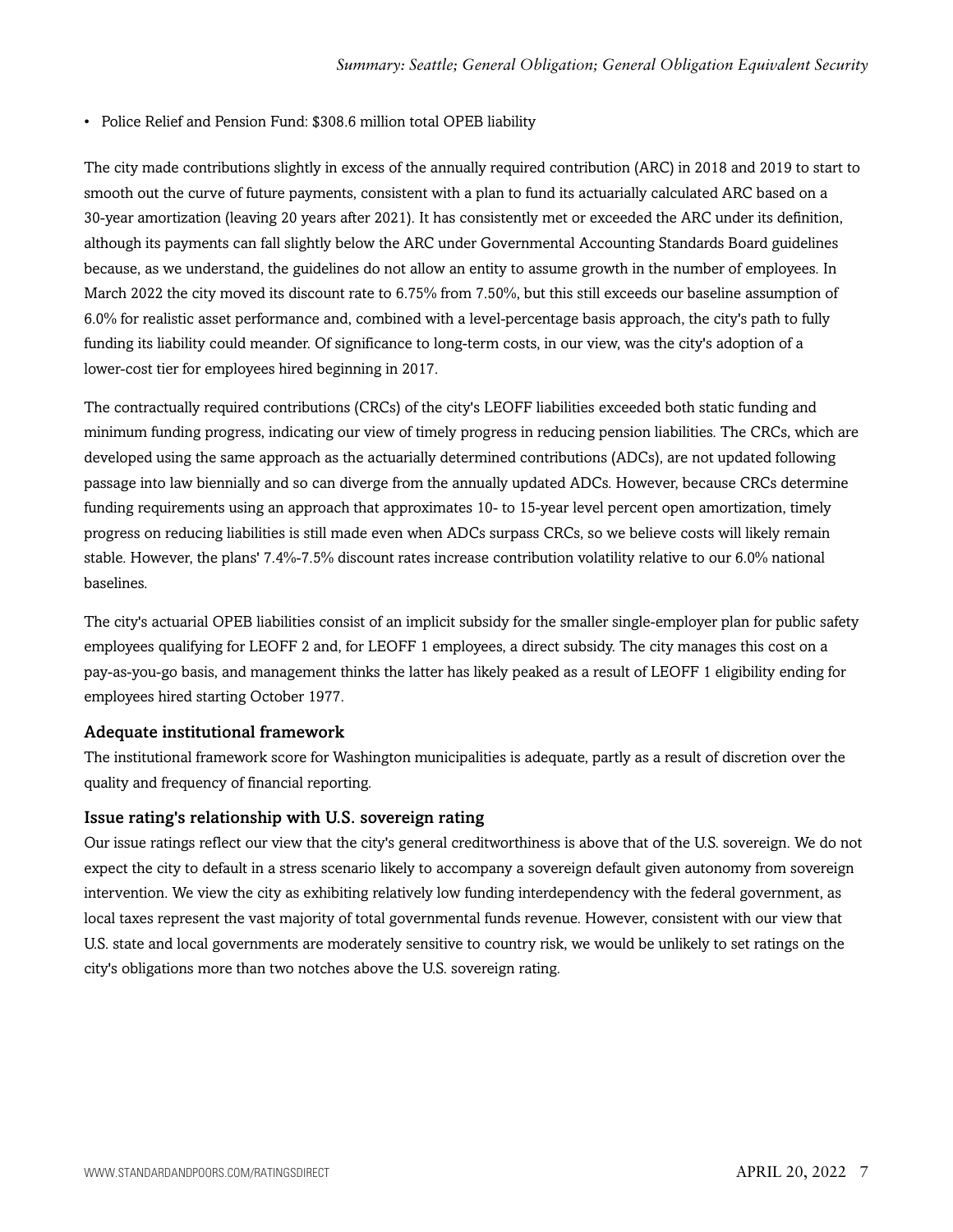- Police Relief and Pension Fund: $308.6 million total OPEB liability

The city made contributions slightly in excess of the annually required contribution (ARC) in 2018 and 2019 to start to smooth out the curve of future payments, consistent with a plan to fund its actuarially calculated ARC based on a 30-year amortization (leaving 20 years after 2021). It has consistently met or exceeded the ARC under its definition, although its payments can fall slightly below the ARC under Governmental Accounting Standards Board guidelines because, as we understand, the guidelines do not allow an entity to assume growth in the number of employees. In March 2022 the city moved its discount rate to 6.75% from 7.50%, but this still exceeds our baseline assumption of 6.0% for realistic asset performance and, combined with a level-percentage basis approach, the city's path to fully funding its liability could meander. Of significance to long-term costs, in our view, was the city's adoption of a lower-cost tier for employees hired beginning in 2017.

The contractually required contributions (CRCs) of the city's LEOFF liabilities exceeded both static funding and minimum funding progress, indicating our view of timely progress in reducing pension liabilities. The CRCs, which are developed using the same approach as the actuarially determined contributions (ADCs), are not updated following passage into law biennially and so can diverge from the annually updated ADCs. However, because CRCs determine funding requirements using an approach that approximates 10- to 15-year level percent open amortization, timely progress on reducing liabilities is still made even when ADCs surpass CRCs, so we believe costs will likely remain stable. However, the plans' 7.4%-7.5% discount rates increase contribution volatility relative to our 6.0% national baselines.

The city's actuarial OPEB liabilities consist of an implicit subsidy for the smaller single-employer plan for public safety employees qualifying for LEOFF 2 and, for LEOFF 1 employees, a direct subsidy. The city manages this cost on a pay-as-you-go basis, and management thinks the latter has likely peaked as a result of LEOFF 1 eligibility ending for employees hired starting October 1977.

### Adequate institutional framework

The institutional framework score for Washington municipalities is adequate, partly as a result of discretion over the quality and frequency of financial reporting.

### Issue rating's relationship with U.S. sovereign rating

Our issue ratings reflect our view that the city's general creditworthiness is above that of the U.S. sovereign. We do not expect the city to default in a stress scenario likely to accompany a sovereign default given autonomy from sovereign intervention. We view the city as exhibiting relatively low funding interdependency with the federal government, as local taxes represent the vast majority of total governmental funds revenue. However, consistent with our view that U.S. state and local governments are moderately sensitive to country risk, we would be unlikely to set ratings on the city's obligations more than two notches above the U.S. sovereign rating.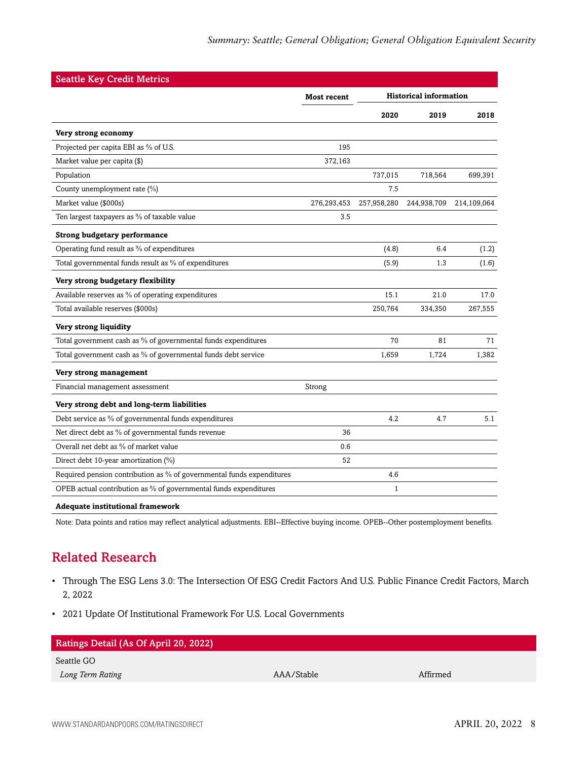| Seattle Key Credit Metrics | | | | |
|---|---|---|---|---|
| | Most recent | Historical information | | |
| | | 2020 | 2019 | 2018 |
| **Very strong economy** | | | | |
| Projected per capita EBI as % of U.S. | 195 | | | |
| Market value per capita ($) | 372,163 | | | |
| Population | | 737,015 | 718,564 | 699,391 |
| County unemployment rate (%) | | 7.5 | | |
| Market value ($000s) | 276,293,453 | 257,958,280 | 244,938,709 | 214,109,064 |
| Ten largest taxpayers as % of taxable value | 3.5 | | | |
| **Strong budgetary performance** | | | | |
| Operating fund result as % of expenditures | | (4.8) | 6.4 | (1.2) |
| Total governmental funds result as % of expenditures | | (5.9) | 1.3 | (1.6) |
| **Very strong budgetary flexibility** | | | | |
| Available reserves as % of operating expenditures | | 15.1 | 21.0 | 17.0 |
| Total available reserves ($000s) | | 250,764 | 334,350 | 267,555 |
| **Very strong liquidity** | | | | |
| Total government cash as % of governmental funds expenditures | | 70 | 81 | 71 |
| Total government cash as % of governmental funds debt service | | 1,659 | 1,724 | 1,382 |
| **Very strong management** | | | | |
| Financial management assessment | Strong | | | |
| **Very strong debt and long-term liabilities** | | | | |
| Debt service as % of governmental funds expenditures | | 4.2 | 4.7 | 5.1 |
| Net direct debt as % of governmental funds revenue | 36 | | | |
| Overall net debt as % of market value | 0.6 | | | |
| Direct debt 10-year amortization (%) | 52 | | | |
| Required pension contribution as % of governmental funds expenditures | | 4.6 | | |
| OPEB actual contribution as % of governmental funds expenditures | | 1 | | |
| **Adequate institutional framework** | | | | |

Note: Data points and ratios may reflect analytical adjustments. EBI--Effective buying income. OPEB--Other postemployment benefits.

## Related Research

- Through The ESG Lens 3.0: The Intersection Of ESG Credit Factors And U.S. Public Finance Credit Factors, March 2, 2022
- 2021 Update Of Institutional Framework For U.S. Local Governments

| Ratings Detail (As Of April 20, 2022) | | |
|---|---|---|
| Seattle GO | | |
| *Long Term Rating* | AAA/Stable | Affirmed |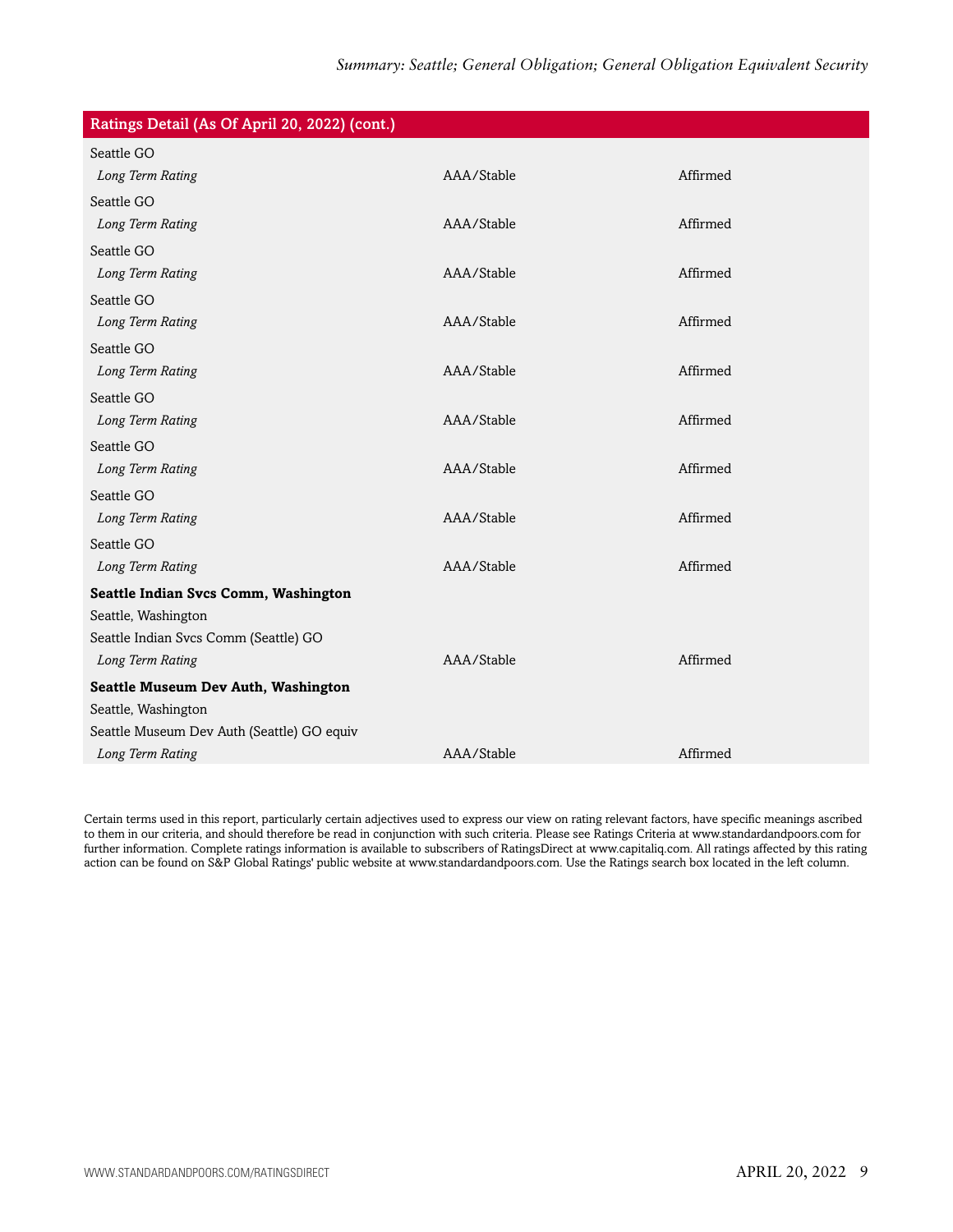| Ratings Detail (As Of April 20, 2022) (cont.) | | |
|---|---|---|
| Seattle GO | | |
| *Long Term Rating* | AAA/Stable | Affirmed |
| Seattle GO | | |
| *Long Term Rating* | AAA/Stable | Affirmed |
| Seattle GO | | |
| *Long Term Rating* | AAA/Stable | Affirmed |
| Seattle GO | | |
| *Long Term Rating* | AAA/Stable | Affirmed |
| Seattle GO | | |
| *Long Term Rating* | AAA/Stable | Affirmed |
| Seattle GO | | |
| *Long Term Rating* | AAA/Stable | Affirmed |
| Seattle GO | | |
| *Long Term Rating* | AAA/Stable | Affirmed |
| Seattle GO | | |
| *Long Term Rating* | AAA/Stable | Affirmed |
| Seattle GO | | |
| *Long Term Rating* | AAA/Stable | Affirmed |
| **Seattle Indian Svcs Comm, Washington** | | |
| Seattle, Washington | | |
| Seattle Indian Svcs Comm (Seattle) GO | | |
| *Long Term Rating* | AAA/Stable | Affirmed |
| **Seattle Museum Dev Auth, Washington** | | |
| Seattle, Washington | | |
| Seattle Museum Dev Auth (Seattle) GO equiv | | |
| *Long Term Rating* | AAA/Stable | Affirmed |

Certain terms used in this report, particularly certain adjectives used to express our view on rating relevant factors, have specific meanings ascribed to them in our criteria, and should therefore be read in conjunction with such criteria. Please see Ratings Criteria at www.standardandpoors.com for further information. Complete ratings information is available to subscribers of RatingsDirect at www.capitaliq.com. All ratings affected by this rating action can be found on S&P Global Ratings' public website at www.standardandpoors.com. Use the Ratings search box located in the left column.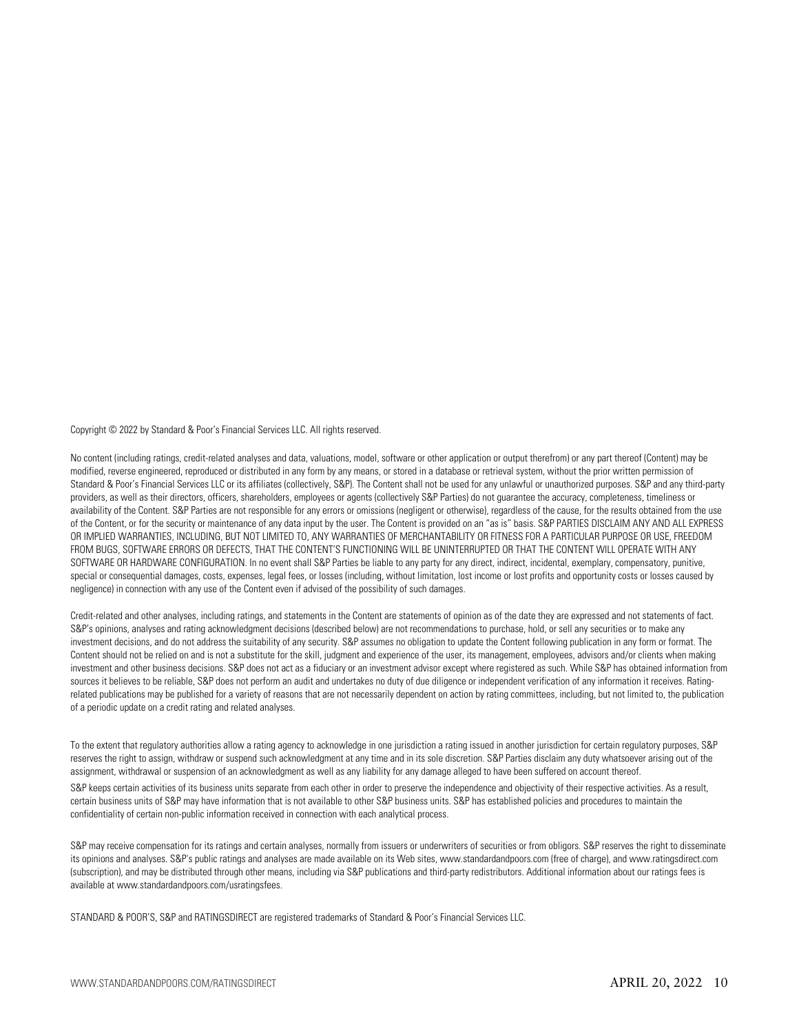Copyright © 2022 by Standard & Poor's Financial Services LLC. All rights reserved.

No content (including ratings, credit-related analyses and data, valuations, model, software or other application or output therefrom) or any part thereof (Content) may be modified, reverse engineered, reproduced or distributed in any form by any means, or stored in a database or retrieval system, without the prior written permission of Standard & Poor's Financial Services LLC or its affiliates (collectively, S&P). The Content shall not be used for any unlawful or unauthorized purposes. S&P and any third-party providers, as well as their directors, officers, shareholders, employees or agents (collectively S&P Parties) do not guarantee the accuracy, completeness, timeliness or availability of the Content. S&P Parties are not responsible for any errors or omissions (negligent or otherwise), regardless of the cause, for the results obtained from the use of the Content, or for the security or maintenance of any data input by the user. The Content is provided on an "as is" basis. S&P PARTIES DISCLAIM ANY AND ALL EXPRESS OR IMPLIED WARRANTIES, INCLUDING, BUT NOT LIMITED TO, ANY WARRANTIES OF MERCHANTABILITY OR FITNESS FOR A PARTICULAR PURPOSE OR USE, FREEDOM FROM BUGS, SOFTWARE ERRORS OR DEFECTS, THAT THE CONTENT'S FUNCTIONING WILL BE UNINTERRUPTED OR THAT THE CONTENT WILL OPERATE WITH ANY SOFTWARE OR HARDWARE CONFIGURATION. In no event shall S&P Parties be liable to any party for any direct, indirect, incidental, exemplary, compensatory, punitive, special or consequential damages, costs, expenses, legal fees, or losses (including, without limitation, lost income or lost profits and opportunity costs or losses caused by negligence) in connection with any use of the Content even if advised of the possibility of such damages.

Credit-related and other analyses, including ratings, and statements in the Content are statements of opinion as of the date they are expressed and not statements of fact. S&P's opinions, analyses and rating acknowledgment decisions (described below) are not recommendations to purchase, hold, or sell any securities or to make any investment decisions, and do not address the suitability of any security. S&P assumes no obligation to update the Content following publication in any form or format. The Content should not be relied on and is not a substitute for the skill, judgment and experience of the user, its management, employees, advisors and/or clients when making investment and other business decisions. S&P does not act as a fiduciary or an investment advisor except where registered as such. While S&P has obtained information from sources it believes to be reliable, S&P does not perform an audit and undertakes no duty of due diligence or independent verification of any information it receives. Rating-related publications may be published for a variety of reasons that are not necessarily dependent on action by rating committees, including, but not limited to, the publication of a periodic update on a credit rating and related analyses.

To the extent that regulatory authorities allow a rating agency to acknowledge in one jurisdiction a rating issued in another jurisdiction for certain regulatory purposes, S&P reserves the right to assign, withdraw or suspend such acknowledgment at any time and in its sole discretion. S&P Parties disclaim any duty whatsoever arising out of the assignment, withdrawal or suspension of an acknowledgment as well as any liability for any damage alleged to have been suffered on account thereof.

S&P keeps certain activities of its business units separate from each other in order to preserve the independence and objectivity of their respective activities. As a result, certain business units of S&P may have information that is not available to other S&P business units. S&P has established policies and procedures to maintain the confidentiality of certain non-public information received in connection with each analytical process.

S&P may receive compensation for its ratings and certain analyses, normally from issuers or underwriters of securities or from obligors. S&P reserves the right to disseminate its opinions and analyses. S&P's public ratings and analyses are made available on its Web sites, www.standardandpoors.com (free of charge), and www.ratingsdirect.com (subscription), and may be distributed through other means, including via S&P publications and third-party redistributors. Additional information about our ratings fees is available at www.standardandpoors.com/usratingsfees.

STANDARD & POOR'S, S&P and RATINGSDIRECT are registered trademarks of Standard & Poor's Financial Services LLC.